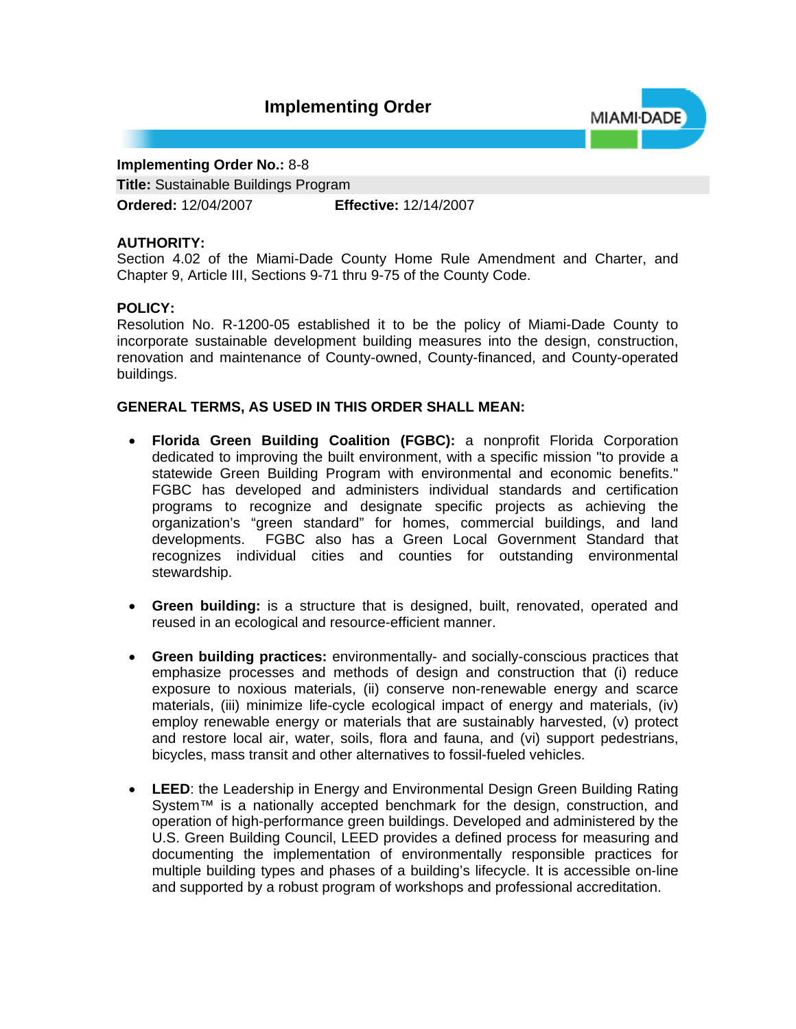# Implementing Order

**Implementing Order No.:** 8-8

**Title:** Sustainable Buildings Program

**Ordered:** 12/04/2007 **Effective:** 12/14/2007

**AUTHORITY:**

Section 4.02 of the Miami-Dade County Home Rule Amendment and Charter, and Chapter 9, Article III, Sections 9-71 thru 9-75 of the County Code.

**POLICY:**

Resolution No. R-1200-05 established it to be the policy of Miami-Dade County to incorporate sustainable development building measures into the design, construction, renovation and maintenance of County-owned, County-financed, and County-operated buildings.

**GENERAL TERMS, AS USED IN THIS ORDER SHALL MEAN:**

- **Florida Green Building Coalition (FGBC):** a nonprofit Florida Corporation dedicated to improving the built environment, with a specific mission "to provide a statewide Green Building Program with environmental and economic benefits." FGBC has developed and administers individual standards and certification programs to recognize and designate specific projects as achieving the organization's "green standard" for homes, commercial buildings, and land developments. FGBC also has a Green Local Government Standard that recognizes individual cities and counties for outstanding environmental stewardship.

- **Green building:** is a structure that is designed, built, renovated, operated and reused in an ecological and resource-efficient manner.

- **Green building practices:** environmentally- and socially-conscious practices that emphasize processes and methods of design and construction that (i) reduce exposure to noxious materials, (ii) conserve non-renewable energy and scarce materials, (iii) minimize life-cycle ecological impact of energy and materials, (iv) employ renewable energy or materials that are sustainably harvested, (v) protect and restore local air, water, soils, flora and fauna, and (vi) support pedestrians, bicycles, mass transit and other alternatives to fossil-fueled vehicles.

- **LEED**: the Leadership in Energy and Environmental Design Green Building Rating System™ is a nationally accepted benchmark for the design, construction, and operation of high-performance green buildings. Developed and administered by the U.S. Green Building Council, LEED provides a defined process for measuring and documenting the implementation of environmentally responsible practices for multiple building types and phases of a building's lifecycle. It is accessible on-line and supported by a robust program of workshops and professional accreditation.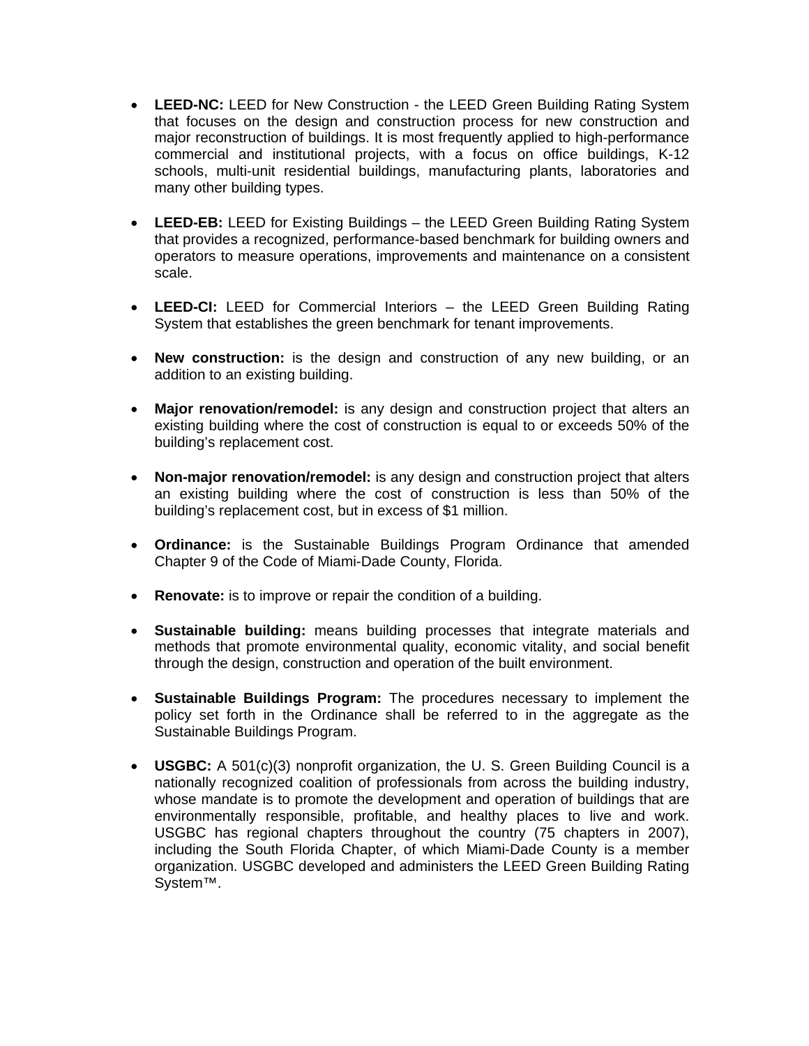- **LEED-NC:** LEED for New Construction - the LEED Green Building Rating System that focuses on the design and construction process for new construction and major reconstruction of buildings. It is most frequently applied to high-performance commercial and institutional projects, with a focus on office buildings, K-12 schools, multi-unit residential buildings, manufacturing plants, laboratories and many other building types.

- **LEED-EB:** LEED for Existing Buildings – the LEED Green Building Rating System that provides a recognized, performance-based benchmark for building owners and operators to measure operations, improvements and maintenance on a consistent scale.

- **LEED-CI:** LEED for Commercial Interiors – the LEED Green Building Rating System that establishes the green benchmark for tenant improvements.

- **New construction:** is the design and construction of any new building, or an addition to an existing building.

- **Major renovation/remodel:** is any design and construction project that alters an existing building where the cost of construction is equal to or exceeds 50% of the building's replacement cost.

- **Non-major renovation/remodel:** is any design and construction project that alters an existing building where the cost of construction is less than 50% of the building's replacement cost, but in excess of $1 million.

- **Ordinance:** is the Sustainable Buildings Program Ordinance that amended Chapter 9 of the Code of Miami-Dade County, Florida.

- **Renovate:** is to improve or repair the condition of a building.

- **Sustainable building:** means building processes that integrate materials and methods that promote environmental quality, economic vitality, and social benefit through the design, construction and operation of the built environment.

- **Sustainable Buildings Program:** The procedures necessary to implement the policy set forth in the Ordinance shall be referred to in the aggregate as the Sustainable Buildings Program.

- **USGBC:** A 501(c)(3) nonprofit organization, the U. S. Green Building Council is a nationally recognized coalition of professionals from across the building industry, whose mandate is to promote the development and operation of buildings that are environmentally responsible, profitable, and healthy places to live and work. USGBC has regional chapters throughout the country (75 chapters in 2007), including the South Florida Chapter, of which Miami-Dade County is a member organization. USGBC developed and administers the LEED Green Building Rating System™.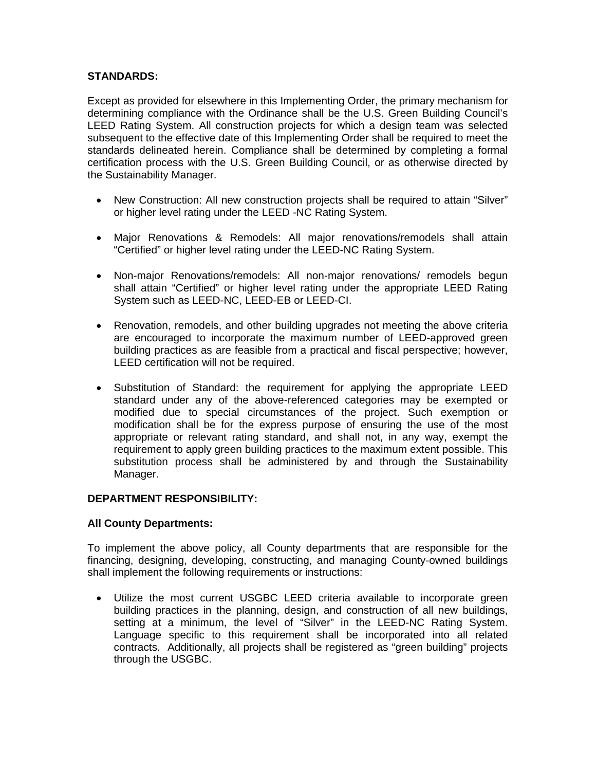**STANDARDS:**

Except as provided for elsewhere in this Implementing Order, the primary mechanism for determining compliance with the Ordinance shall be the U.S. Green Building Council's LEED Rating System. All construction projects for which a design team was selected subsequent to the effective date of this Implementing Order shall be required to meet the standards delineated herein. Compliance shall be determined by completing a formal certification process with the U.S. Green Building Council, or as otherwise directed by the Sustainability Manager.

- New Construction: All new construction projects shall be required to attain "Silver" or higher level rating under the LEED -NC Rating System.
- Major Renovations & Remodels: All major renovations/remodels shall attain "Certified" or higher level rating under the LEED-NC Rating System.
- Non-major Renovations/remodels: All non-major renovations/ remodels begun shall attain "Certified" or higher level rating under the appropriate LEED Rating System such as LEED-NC, LEED-EB or LEED-CI.
- Renovation, remodels, and other building upgrades not meeting the above criteria are encouraged to incorporate the maximum number of LEED-approved green building practices as are feasible from a practical and fiscal perspective; however, LEED certification will not be required.
- Substitution of Standard: the requirement for applying the appropriate LEED standard under any of the above-referenced categories may be exempted or modified due to special circumstances of the project. Such exemption or modification shall be for the express purpose of ensuring the use of the most appropriate or relevant rating standard, and shall not, in any way, exempt the requirement to apply green building practices to the maximum extent possible. This substitution process shall be administered by and through the Sustainability Manager.

**DEPARTMENT RESPONSIBILITY:**

**All County Departments:**

To implement the above policy, all County departments that are responsible for the financing, designing, developing, constructing, and managing County-owned buildings shall implement the following requirements or instructions:

- Utilize the most current USGBC LEED criteria available to incorporate green building practices in the planning, design, and construction of all new buildings, setting at a minimum, the level of "Silver" in the LEED-NC Rating System. Language specific to this requirement shall be incorporated into all related contracts. Additionally, all projects shall be registered as "green building" projects through the USGBC.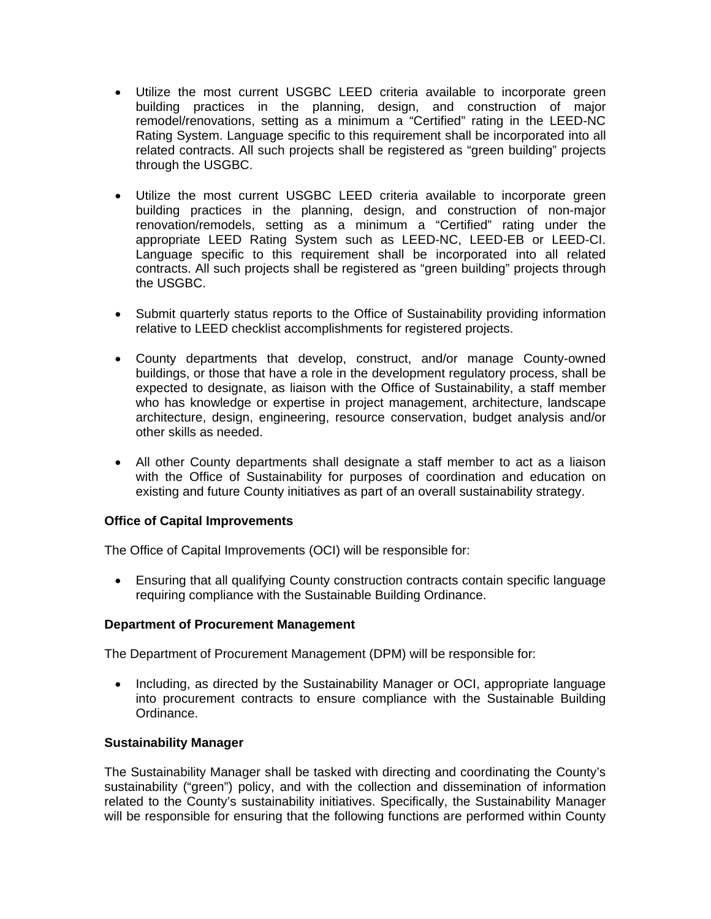- Utilize the most current USGBC LEED criteria available to incorporate green building practices in the planning, design, and construction of major remodel/renovations, setting as a minimum a "Certified" rating in the LEED-NC Rating System. Language specific to this requirement shall be incorporated into all related contracts. All such projects shall be registered as "green building" projects through the USGBC.

- Utilize the most current USGBC LEED criteria available to incorporate green building practices in the planning, design, and construction of non-major renovation/remodels, setting as a minimum a "Certified" rating under the appropriate LEED Rating System such as LEED-NC, LEED-EB or LEED-CI. Language specific to this requirement shall be incorporated into all related contracts. All such projects shall be registered as "green building" projects through the USGBC.

- Submit quarterly status reports to the Office of Sustainability providing information relative to LEED checklist accomplishments for registered projects.

- County departments that develop, construct, and/or manage County-owned buildings, or those that have a role in the development regulatory process, shall be expected to designate, as liaison with the Office of Sustainability, a staff member who has knowledge or expertise in project management, architecture, landscape architecture, design, engineering, resource conservation, budget analysis and/or other skills as needed.

- All other County departments shall designate a staff member to act as a liaison with the Office of Sustainability for purposes of coordination and education on existing and future County initiatives as part of an overall sustainability strategy.

**Office of Capital Improvements**

The Office of Capital Improvements (OCI) will be responsible for:

- Ensuring that all qualifying County construction contracts contain specific language requiring compliance with the Sustainable Building Ordinance.

**Department of Procurement Management**

The Department of Procurement Management (DPM) will be responsible for:

- Including, as directed by the Sustainability Manager or OCI, appropriate language into procurement contracts to ensure compliance with the Sustainable Building Ordinance.

**Sustainability Manager**

The Sustainability Manager shall be tasked with directing and coordinating the County's sustainability ("green") policy, and with the collection and dissemination of information related to the County's sustainability initiatives. Specifically, the Sustainability Manager will be responsible for ensuring that the following functions are performed within County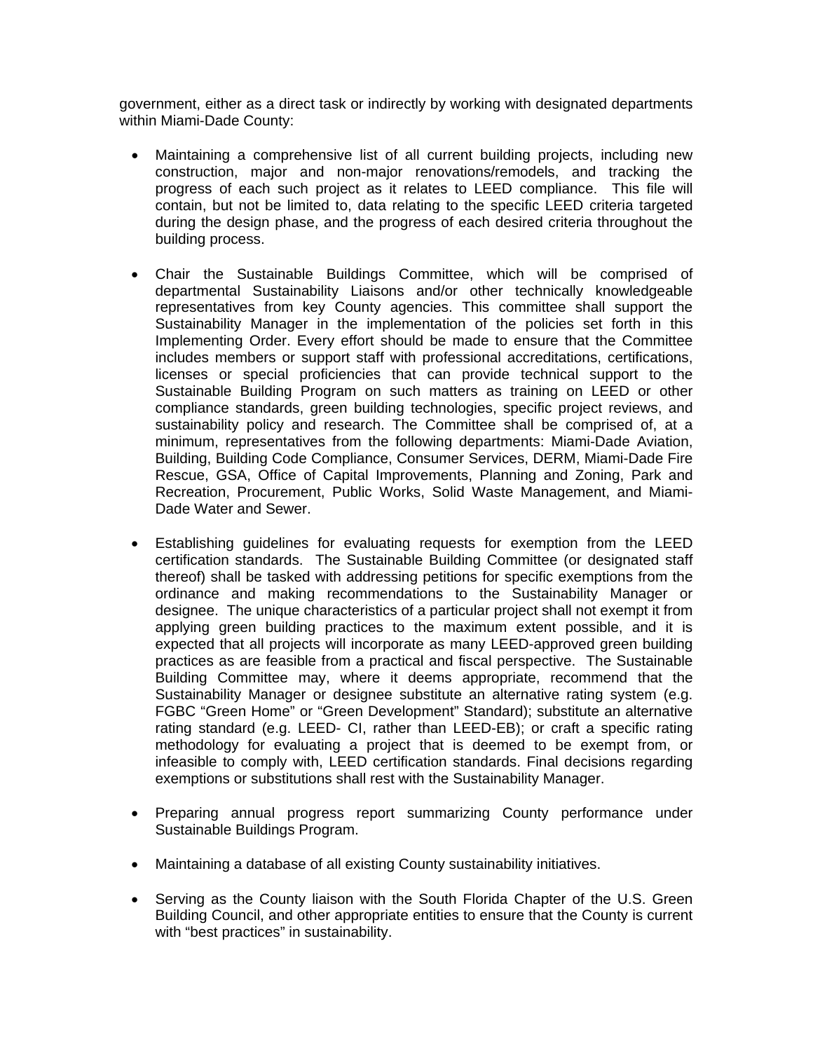government, either as a direct task or indirectly by working with designated departments within Miami-Dade County:

- Maintaining a comprehensive list of all current building projects, including new construction, major and non-major renovations/remodels, and tracking the progress of each such project as it relates to LEED compliance. This file will contain, but not be limited to, data relating to the specific LEED criteria targeted during the design phase, and the progress of each desired criteria throughout the building process.

- Chair the Sustainable Buildings Committee, which will be comprised of departmental Sustainability Liaisons and/or other technically knowledgeable representatives from key County agencies. This committee shall support the Sustainability Manager in the implementation of the policies set forth in this Implementing Order. Every effort should be made to ensure that the Committee includes members or support staff with professional accreditations, certifications, licenses or special proficiencies that can provide technical support to the Sustainable Building Program on such matters as training on LEED or other compliance standards, green building technologies, specific project reviews, and sustainability policy and research. The Committee shall be comprised of, at a minimum, representatives from the following departments: Miami-Dade Aviation, Building, Building Code Compliance, Consumer Services, DERM, Miami-Dade Fire Rescue, GSA, Office of Capital Improvements, Planning and Zoning, Park and Recreation, Procurement, Public Works, Solid Waste Management, and Miami-Dade Water and Sewer.

- Establishing guidelines for evaluating requests for exemption from the LEED certification standards. The Sustainable Building Committee (or designated staff thereof) shall be tasked with addressing petitions for specific exemptions from the ordinance and making recommendations to the Sustainability Manager or designee. The unique characteristics of a particular project shall not exempt it from applying green building practices to the maximum extent possible, and it is expected that all projects will incorporate as many LEED-approved green building practices as are feasible from a practical and fiscal perspective. The Sustainable Building Committee may, where it deems appropriate, recommend that the Sustainability Manager or designee substitute an alternative rating system (e.g. FGBC "Green Home" or "Green Development" Standard); substitute an alternative rating standard (e.g. LEED- CI, rather than LEED-EB); or craft a specific rating methodology for evaluating a project that is deemed to be exempt from, or infeasible to comply with, LEED certification standards. Final decisions regarding exemptions or substitutions shall rest with the Sustainability Manager.

- Preparing annual progress report summarizing County performance under Sustainable Buildings Program.

- Maintaining a database of all existing County sustainability initiatives.

- Serving as the County liaison with the South Florida Chapter of the U.S. Green Building Council, and other appropriate entities to ensure that the County is current with "best practices" in sustainability.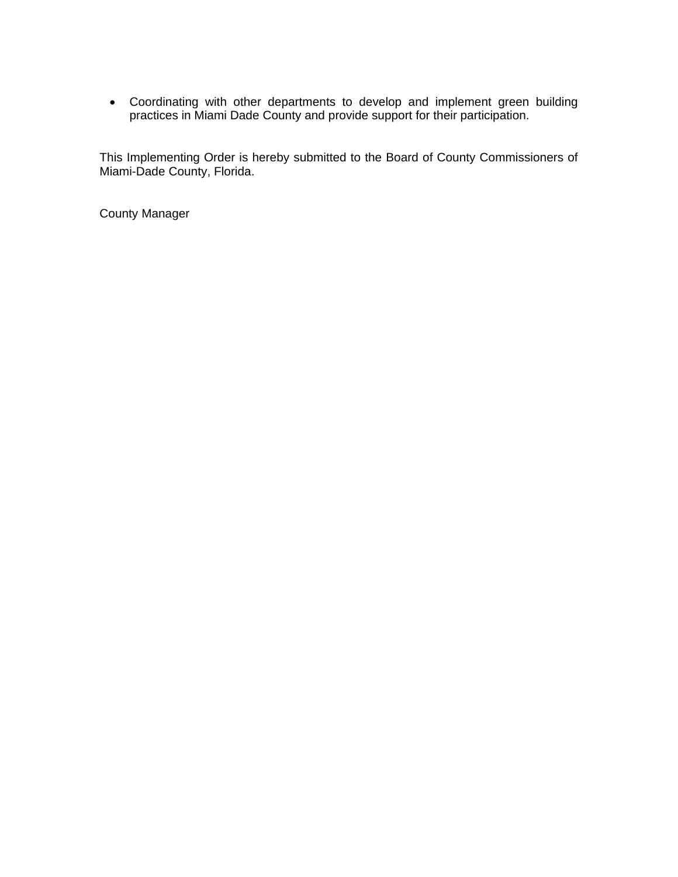- Coordinating with other departments to develop and implement green building practices in Miami Dade County and provide support for their participation.

This Implementing Order is hereby submitted to the Board of County Commissioners of Miami-Dade County, Florida.

County Manager